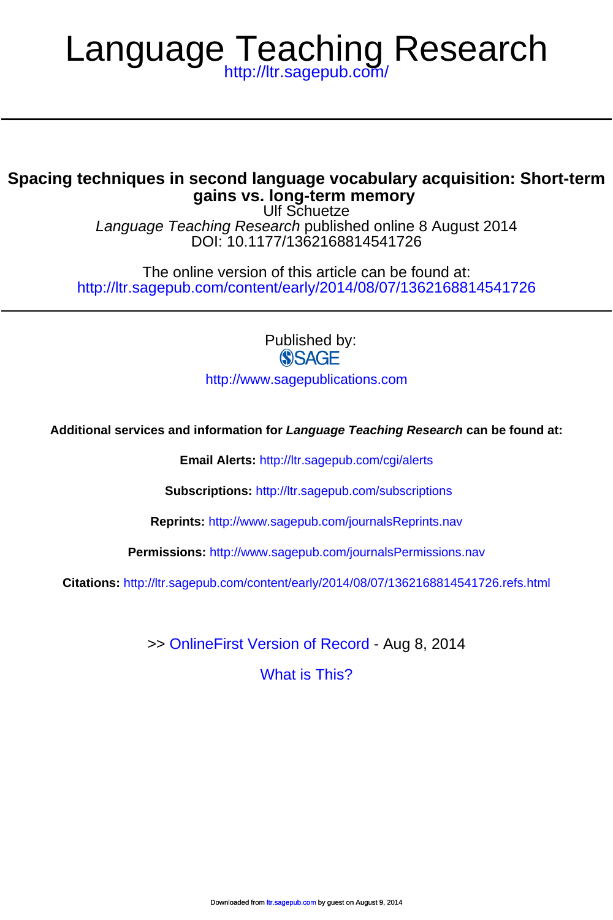# Language Teaching Research

http://ltr.sagepub.com/

## Spacing techniques in second language vocabulary acquisition: Short-term gains vs. long-term memory

Ulf Schuetze

*Language Teaching Research* published online 8 August 2014

DOI: 10.1177/1362168814541726

The online version of this article can be found at:

http://ltr.sagepub.com/content/early/2014/08/07/1362168814541726

Published by:

SAGE

http://www.sagepublications.com

**Additional services and information for *Language Teaching Research* can be found at:**

**Email Alerts:** http://ltr.sagepub.com/cgi/alerts

**Subscriptions:** http://ltr.sagepub.com/subscriptions

**Reprints:** http://www.sagepub.com/journalsReprints.nav

**Permissions:** http://www.sagepub.com/journalsPermissions.nav

**Citations:** http://ltr.sagepub.com/content/early/2014/08/07/1362168814541726.refs.html

>> OnlineFirst Version of Record - Aug 8, 2014

What is This?

Downloaded from ltr.sagepub.com by guest on August 9, 2014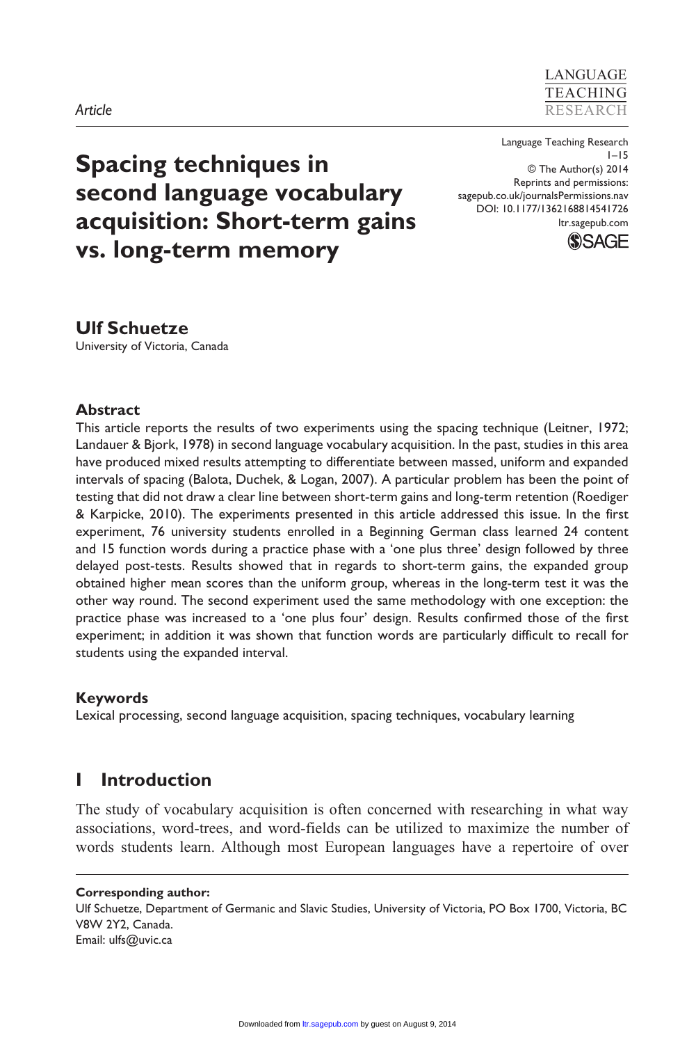*Article*

# Spacing techniques in second language vocabulary acquisition: Short-term gains vs. long-term memory

Language Teaching Research
1–15
© The Author(s) 2014
Reprints and permissions:
sagepub.co.uk/journalsPermissions.nav
DOI: 10.1177/1362168814541726
ltr.sagepub.com

**Ulf Schuetze**
University of Victoria, Canada

### Abstract

This article reports the results of two experiments using the spacing technique (Leitner, 1972; Landauer & Bjork, 1978) in second language vocabulary acquisition. In the past, studies in this area have produced mixed results attempting to differentiate between massed, uniform and expanded intervals of spacing (Balota, Duchek, & Logan, 2007). A particular problem has been the point of testing that did not draw a clear line between short-term gains and long-term retention (Roediger & Karpicke, 2010). The experiments presented in this article addressed this issue. In the first experiment, 76 university students enrolled in a Beginning German class learned 24 content and 15 function words during a practice phase with a 'one plus three' design followed by three delayed post-tests. Results showed that in regards to short-term gains, the expanded group obtained higher mean scores than the uniform group, whereas in the long-term test it was the other way round. The second experiment used the same methodology with one exception: the practice phase was increased to a 'one plus four' design. Results confirmed those of the first experiment; in addition it was shown that function words are particularly difficult to recall for students using the expanded interval.

### Keywords

Lexical processing, second language acquisition, spacing techniques, vocabulary learning

## I Introduction

The study of vocabulary acquisition is often concerned with researching in what way associations, word-trees, and word-fields can be utilized to maximize the number of words students learn. Although most European languages have a repertoire of over

**Corresponding author:**
Ulf Schuetze, Department of Germanic and Slavic Studies, University of Victoria, PO Box 1700, Victoria, BC V8W 2Y2, Canada.
Email: ulfs@uvic.ca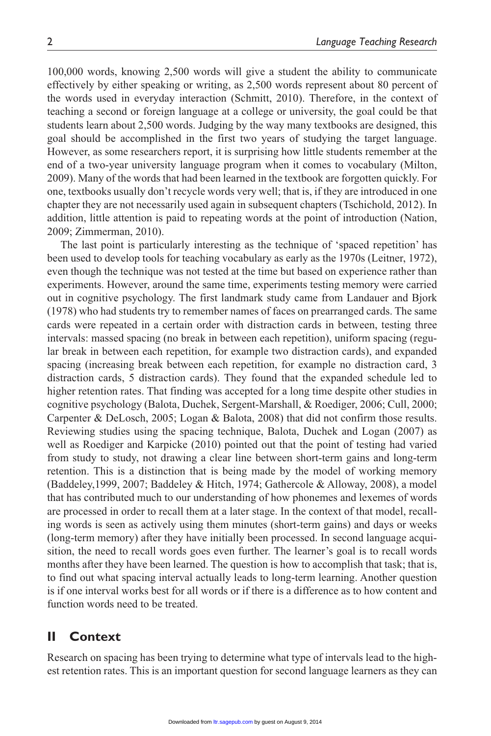100,000 words, knowing 2,500 words will give a student the ability to communicate effectively by either speaking or writing, as 2,500 words represent about 80 percent of the words used in everyday interaction (Schmitt, 2010). Therefore, in the context of teaching a second or foreign language at a college or university, the goal could be that students learn about 2,500 words. Judging by the way many textbooks are designed, this goal should be accomplished in the first two years of studying the target language. However, as some researchers report, it is surprising how little students remember at the end of a two-year university language program when it comes to vocabulary (Milton, 2009). Many of the words that had been learned in the textbook are forgotten quickly. For one, textbooks usually don't recycle words very well; that is, if they are introduced in one chapter they are not necessarily used again in subsequent chapters (Tschichold, 2012). In addition, little attention is paid to repeating words at the point of introduction (Nation, 2009; Zimmerman, 2010).

The last point is particularly interesting as the technique of 'spaced repetition' has been used to develop tools for teaching vocabulary as early as the 1970s (Leitner, 1972), even though the technique was not tested at the time but based on experience rather than experiments. However, around the same time, experiments testing memory were carried out in cognitive psychology. The first landmark study came from Landauer and Bjork (1978) who had students try to remember names of faces on prearranged cards. The same cards were repeated in a certain order with distraction cards in between, testing three intervals: massed spacing (no break in between each repetition), uniform spacing (regular break in between each repetition, for example two distraction cards), and expanded spacing (increasing break between each repetition, for example no distraction card, 3 distraction cards, 5 distraction cards). They found that the expanded schedule led to higher retention rates. That finding was accepted for a long time despite other studies in cognitive psychology (Balota, Duchek, Sergent-Marshall, & Roediger, 2006; Cull, 2000; Carpenter & DeLosch, 2005; Logan & Balota, 2008) that did not confirm those results. Reviewing studies using the spacing technique, Balota, Duchek and Logan (2007) as well as Roediger and Karpicke (2010) pointed out that the point of testing had varied from study to study, not drawing a clear line between short-term gains and long-term retention. This is a distinction that is being made by the model of working memory (Baddeley,1999, 2007; Baddeley & Hitch, 1974; Gathercole & Alloway, 2008), a model that has contributed much to our understanding of how phonemes and lexemes of words are processed in order to recall them at a later stage. In the context of that model, recalling words is seen as actively using them minutes (short-term gains) and days or weeks (long-term memory) after they have initially been processed. In second language acquisition, the need to recall words goes even further. The learner's goal is to recall words months after they have been learned. The question is how to accomplish that task; that is, to find out what spacing interval actually leads to long-term learning. Another question is if one interval works best for all words or if there is a difference as to how content and function words need to be treated.

## II Context

Research on spacing has been trying to determine what type of intervals lead to the highest retention rates. This is an important question for second language learners as they can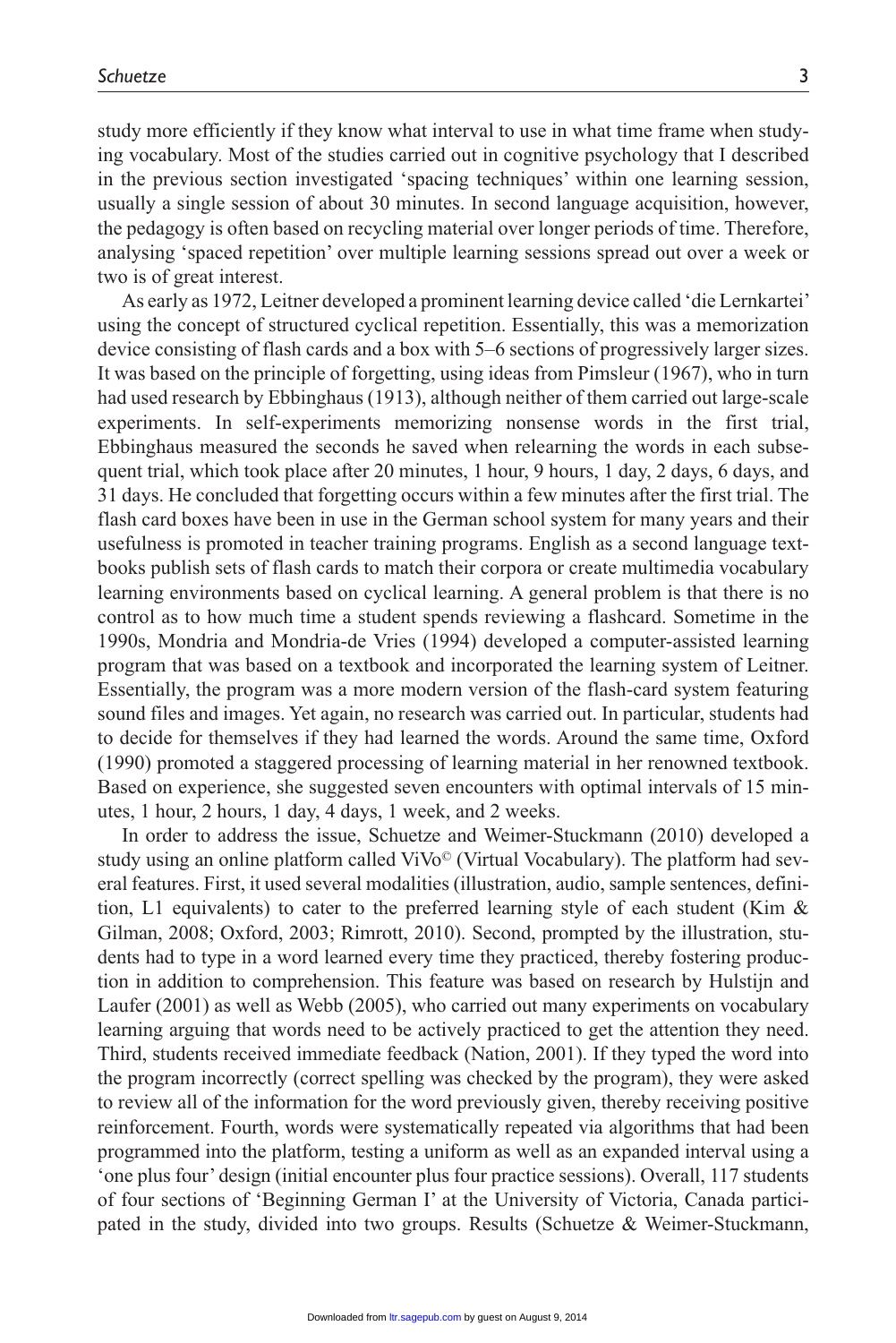study more efficiently if they know what interval to use in what time frame when studying vocabulary. Most of the studies carried out in cognitive psychology that I described in the previous section investigated 'spacing techniques' within one learning session, usually a single session of about 30 minutes. In second language acquisition, however, the pedagogy is often based on recycling material over longer periods of time. Therefore, analysing 'spaced repetition' over multiple learning sessions spread out over a week or two is of great interest.

As early as 1972, Leitner developed a prominent learning device called 'die Lernkartei' using the concept of structured cyclical repetition. Essentially, this was a memorization device consisting of flash cards and a box with 5–6 sections of progressively larger sizes. It was based on the principle of forgetting, using ideas from Pimsleur (1967), who in turn had used research by Ebbinghaus (1913), although neither of them carried out large-scale experiments. In self-experiments memorizing nonsense words in the first trial, Ebbinghaus measured the seconds he saved when relearning the words in each subsequent trial, which took place after 20 minutes, 1 hour, 9 hours, 1 day, 2 days, 6 days, and 31 days. He concluded that forgetting occurs within a few minutes after the first trial. The flash card boxes have been in use in the German school system for many years and their usefulness is promoted in teacher training programs. English as a second language textbooks publish sets of flash cards to match their corpora or create multimedia vocabulary learning environments based on cyclical learning. A general problem is that there is no control as to how much time a student spends reviewing a flashcard. Sometime in the 1990s, Mondria and Mondria-de Vries (1994) developed a computer-assisted learning program that was based on a textbook and incorporated the learning system of Leitner. Essentially, the program was a more modern version of the flash-card system featuring sound files and images. Yet again, no research was carried out. In particular, students had to decide for themselves if they had learned the words. Around the same time, Oxford (1990) promoted a staggered processing of learning material in her renowned textbook. Based on experience, she suggested seven encounters with optimal intervals of 15 minutes, 1 hour, 2 hours, 1 day, 4 days, 1 week, and 2 weeks.

In order to address the issue, Schuetze and Weimer-Stuckmann (2010) developed a study using an online platform called ViVo© (Virtual Vocabulary). The platform had several features. First, it used several modalities (illustration, audio, sample sentences, definition, L1 equivalents) to cater to the preferred learning style of each student (Kim & Gilman, 2008; Oxford, 2003; Rimrott, 2010). Second, prompted by the illustration, students had to type in a word learned every time they practiced, thereby fostering production in addition to comprehension. This feature was based on research by Hulstijn and Laufer (2001) as well as Webb (2005), who carried out many experiments on vocabulary learning arguing that words need to be actively practiced to get the attention they need. Third, students received immediate feedback (Nation, 2001). If they typed the word into the program incorrectly (correct spelling was checked by the program), they were asked to review all of the information for the word previously given, thereby receiving positive reinforcement. Fourth, words were systematically repeated via algorithms that had been programmed into the platform, testing a uniform as well as an expanded interval using a 'one plus four' design (initial encounter plus four practice sessions). Overall, 117 students of four sections of 'Beginning German I' at the University of Victoria, Canada participated in the study, divided into two groups. Results (Schuetze & Weimer-Stuckmann,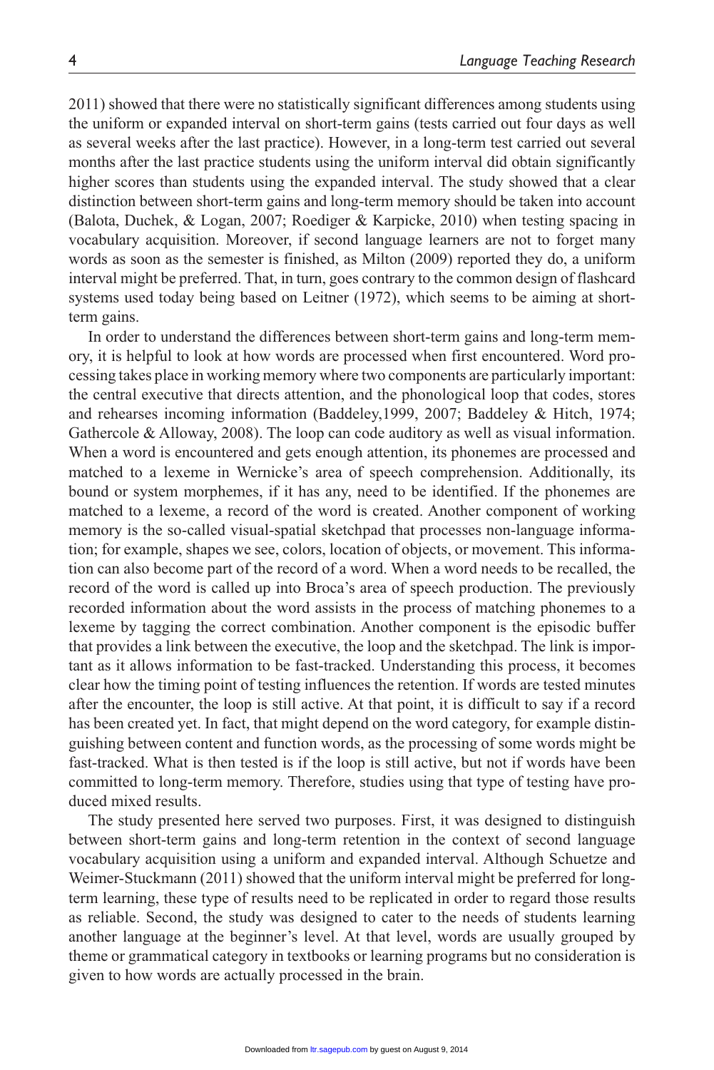2011) showed that there were no statistically significant differences among students using the uniform or expanded interval on short-term gains (tests carried out four days as well as several weeks after the last practice). However, in a long-term test carried out several months after the last practice students using the uniform interval did obtain significantly higher scores than students using the expanded interval. The study showed that a clear distinction between short-term gains and long-term memory should be taken into account (Balota, Duchek, & Logan, 2007; Roediger & Karpicke, 2010) when testing spacing in vocabulary acquisition. Moreover, if second language learners are not to forget many words as soon as the semester is finished, as Milton (2009) reported they do, a uniform interval might be preferred. That, in turn, goes contrary to the common design of flashcard systems used today being based on Leitner (1972), which seems to be aiming at short-term gains.

In order to understand the differences between short-term gains and long-term memory, it is helpful to look at how words are processed when first encountered. Word processing takes place in working memory where two components are particularly important: the central executive that directs attention, and the phonological loop that codes, stores and rehearses incoming information (Baddeley,1999, 2007; Baddeley & Hitch, 1974; Gathercole & Alloway, 2008). The loop can code auditory as well as visual information. When a word is encountered and gets enough attention, its phonemes are processed and matched to a lexeme in Wernicke's area of speech comprehension. Additionally, its bound or system morphemes, if it has any, need to be identified. If the phonemes are matched to a lexeme, a record of the word is created. Another component of working memory is the so-called visual-spatial sketchpad that processes non-language information; for example, shapes we see, colors, location of objects, or movement. This information can also become part of the record of a word. When a word needs to be recalled, the record of the word is called up into Broca's area of speech production. The previously recorded information about the word assists in the process of matching phonemes to a lexeme by tagging the correct combination. Another component is the episodic buffer that provides a link between the executive, the loop and the sketchpad. The link is important as it allows information to be fast-tracked. Understanding this process, it becomes clear how the timing point of testing influences the retention. If words are tested minutes after the encounter, the loop is still active. At that point, it is difficult to say if a record has been created yet. In fact, that might depend on the word category, for example distinguishing between content and function words, as the processing of some words might be fast-tracked. What is then tested is if the loop is still active, but not if words have been committed to long-term memory. Therefore, studies using that type of testing have produced mixed results.

The study presented here served two purposes. First, it was designed to distinguish between short-term gains and long-term retention in the context of second language vocabulary acquisition using a uniform and expanded interval. Although Schuetze and Weimer-Stuckmann (2011) showed that the uniform interval might be preferred for long-term learning, these type of results need to be replicated in order to regard those results as reliable. Second, the study was designed to cater to the needs of students learning another language at the beginner's level. At that level, words are usually grouped by theme or grammatical category in textbooks or learning programs but no consideration is given to how words are actually processed in the brain.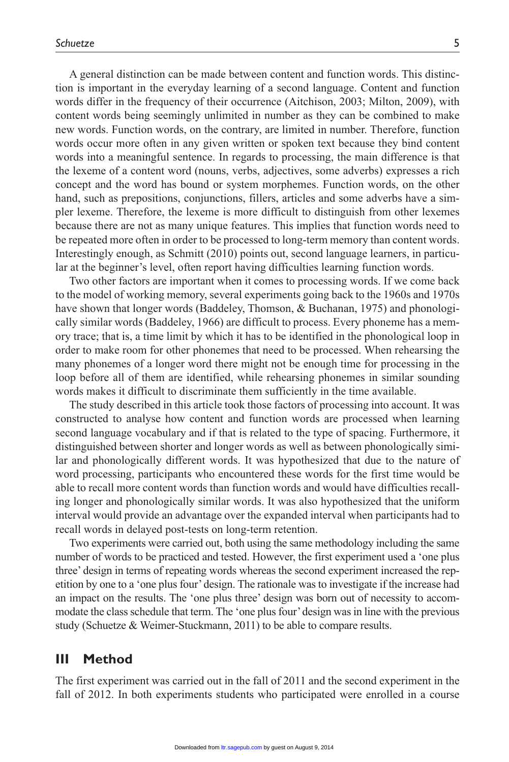A general distinction can be made between content and function words. This distinction is important in the everyday learning of a second language. Content and function words differ in the frequency of their occurrence (Aitchison, 2003; Milton, 2009), with content words being seemingly unlimited in number as they can be combined to make new words. Function words, on the contrary, are limited in number. Therefore, function words occur more often in any given written or spoken text because they bind content words into a meaningful sentence. In regards to processing, the main difference is that the lexeme of a content word (nouns, verbs, adjectives, some adverbs) expresses a rich concept and the word has bound or system morphemes. Function words, on the other hand, such as prepositions, conjunctions, fillers, articles and some adverbs have a simpler lexeme. Therefore, the lexeme is more difficult to distinguish from other lexemes because there are not as many unique features. This implies that function words need to be repeated more often in order to be processed to long-term memory than content words. Interestingly enough, as Schmitt (2010) points out, second language learners, in particular at the beginner's level, often report having difficulties learning function words.

Two other factors are important when it comes to processing words. If we come back to the model of working memory, several experiments going back to the 1960s and 1970s have shown that longer words (Baddeley, Thomson, & Buchanan, 1975) and phonologically similar words (Baddeley, 1966) are difficult to process. Every phoneme has a memory trace; that is, a time limit by which it has to be identified in the phonological loop in order to make room for other phonemes that need to be processed. When rehearsing the many phonemes of a longer word there might not be enough time for processing in the loop before all of them are identified, while rehearsing phonemes in similar sounding words makes it difficult to discriminate them sufficiently in the time available.

The study described in this article took those factors of processing into account. It was constructed to analyse how content and function words are processed when learning second language vocabulary and if that is related to the type of spacing. Furthermore, it distinguished between shorter and longer words as well as between phonologically similar and phonologically different words. It was hypothesized that due to the nature of word processing, participants who encountered these words for the first time would be able to recall more content words than function words and would have difficulties recalling longer and phonologically similar words. It was also hypothesized that the uniform interval would provide an advantage over the expanded interval when participants had to recall words in delayed post-tests on long-term retention.

Two experiments were carried out, both using the same methodology including the same number of words to be practiced and tested. However, the first experiment used a 'one plus three' design in terms of repeating words whereas the second experiment increased the repetition by one to a 'one plus four' design. The rationale was to investigate if the increase had an impact on the results. The 'one plus three' design was born out of necessity to accommodate the class schedule that term. The 'one plus four' design was in line with the previous study (Schuetze & Weimer-Stuckmann, 2011) to be able to compare results.

## III Method

The first experiment was carried out in the fall of 2011 and the second experiment in the fall of 2012. In both experiments students who participated were enrolled in a course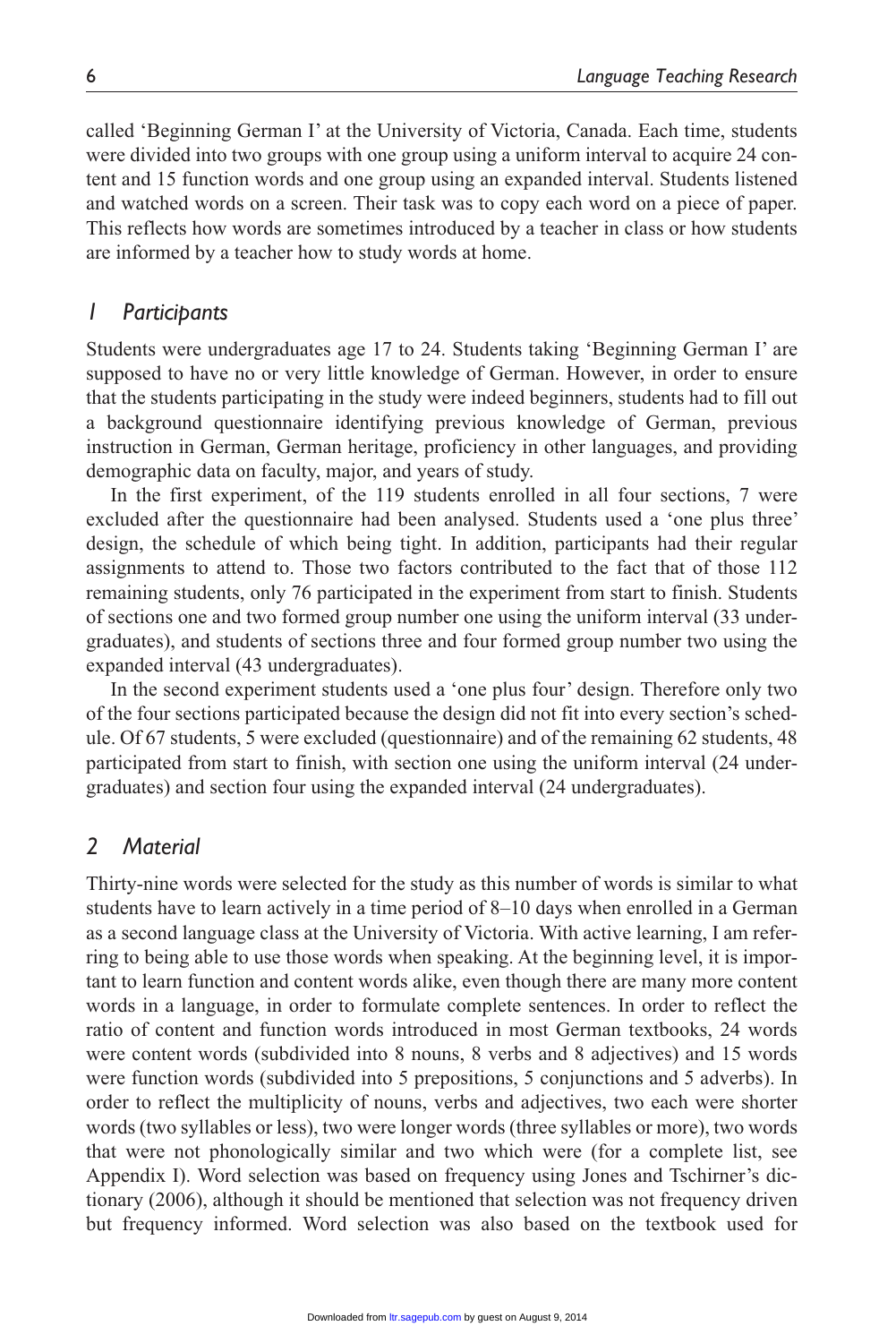called 'Beginning German I' at the University of Victoria, Canada. Each time, students were divided into two groups with one group using a uniform interval to acquire 24 content and 15 function words and one group using an expanded interval. Students listened and watched words on a screen. Their task was to copy each word on a piece of paper. This reflects how words are sometimes introduced by a teacher in class or how students are informed by a teacher how to study words at home.

## 1 Participants

Students were undergraduates age 17 to 24. Students taking 'Beginning German I' are supposed to have no or very little knowledge of German. However, in order to ensure that the students participating in the study were indeed beginners, students had to fill out a background questionnaire identifying previous knowledge of German, previous instruction in German, German heritage, proficiency in other languages, and providing demographic data on faculty, major, and years of study.

In the first experiment, of the 119 students enrolled in all four sections, 7 were excluded after the questionnaire had been analysed. Students used a 'one plus three' design, the schedule of which being tight. In addition, participants had their regular assignments to attend to. Those two factors contributed to the fact that of those 112 remaining students, only 76 participated in the experiment from start to finish. Students of sections one and two formed group number one using the uniform interval (33 undergraduates), and students of sections three and four formed group number two using the expanded interval (43 undergraduates).

In the second experiment students used a 'one plus four' design. Therefore only two of the four sections participated because the design did not fit into every section's schedule. Of 67 students, 5 were excluded (questionnaire) and of the remaining 62 students, 48 participated from start to finish, with section one using the uniform interval (24 undergraduates) and section four using the expanded interval (24 undergraduates).

## 2 Material

Thirty-nine words were selected for the study as this number of words is similar to what students have to learn actively in a time period of 8–10 days when enrolled in a German as a second language class at the University of Victoria. With active learning, I am referring to being able to use those words when speaking. At the beginning level, it is important to learn function and content words alike, even though there are many more content words in a language, in order to formulate complete sentences. In order to reflect the ratio of content and function words introduced in most German textbooks, 24 words were content words (subdivided into 8 nouns, 8 verbs and 8 adjectives) and 15 words were function words (subdivided into 5 prepositions, 5 conjunctions and 5 adverbs). In order to reflect the multiplicity of nouns, verbs and adjectives, two each were shorter words (two syllables or less), two were longer words (three syllables or more), two words that were not phonologically similar and two which were (for a complete list, see Appendix I). Word selection was based on frequency using Jones and Tschirner's dictionary (2006), although it should be mentioned that selection was not frequency driven but frequency informed. Word selection was also based on the textbook used for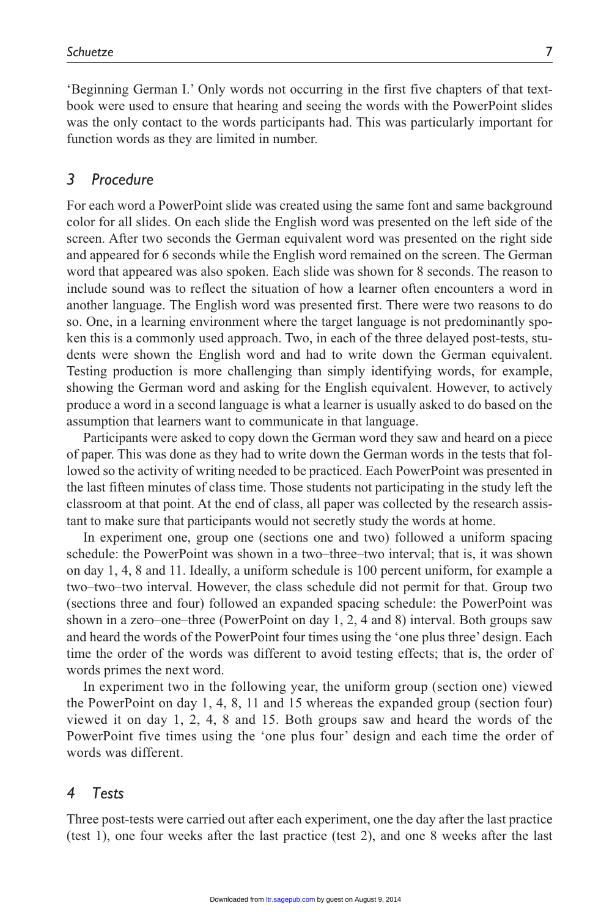'Beginning German I.' Only words not occurring in the first five chapters of that textbook were used to ensure that hearing and seeing the words with the PowerPoint slides was the only contact to the words participants had. This was particularly important for function words as they are limited in number.

## *3 Procedure*

For each word a PowerPoint slide was created using the same font and same background color for all slides. On each slide the English word was presented on the left side of the screen. After two seconds the German equivalent word was presented on the right side and appeared for 6 seconds while the English word remained on the screen. The German word that appeared was also spoken. Each slide was shown for 8 seconds. The reason to include sound was to reflect the situation of how a learner often encounters a word in another language. The English word was presented first. There were two reasons to do so. One, in a learning environment where the target language is not predominantly spoken this is a commonly used approach. Two, in each of the three delayed post-tests, students were shown the English word and had to write down the German equivalent. Testing production is more challenging than simply identifying words, for example, showing the German word and asking for the English equivalent. However, to actively produce a word in a second language is what a learner is usually asked to do based on the assumption that learners want to communicate in that language.

Participants were asked to copy down the German word they saw and heard on a piece of paper. This was done as they had to write down the German words in the tests that followed so the activity of writing needed to be practiced. Each PowerPoint was presented in the last fifteen minutes of class time. Those students not participating in the study left the classroom at that point. At the end of class, all paper was collected by the research assistant to make sure that participants would not secretly study the words at home.

In experiment one, group one (sections one and two) followed a uniform spacing schedule: the PowerPoint was shown in a two–three–two interval; that is, it was shown on day 1, 4, 8 and 11. Ideally, a uniform schedule is 100 percent uniform, for example a two–two–two interval. However, the class schedule did not permit for that. Group two (sections three and four) followed an expanded spacing schedule: the PowerPoint was shown in a zero–one–three (PowerPoint on day 1, 2, 4 and 8) interval. Both groups saw and heard the words of the PowerPoint four times using the 'one plus three' design. Each time the order of the words was different to avoid testing effects; that is, the order of words primes the next word.

In experiment two in the following year, the uniform group (section one) viewed the PowerPoint on day 1, 4, 8, 11 and 15 whereas the expanded group (section four) viewed it on day 1, 2, 4, 8 and 15. Both groups saw and heard the words of the PowerPoint five times using the 'one plus four' design and each time the order of words was different.

## *4 Tests*

Three post-tests were carried out after each experiment, one the day after the last practice (test 1), one four weeks after the last practice (test 2), and one 8 weeks after the last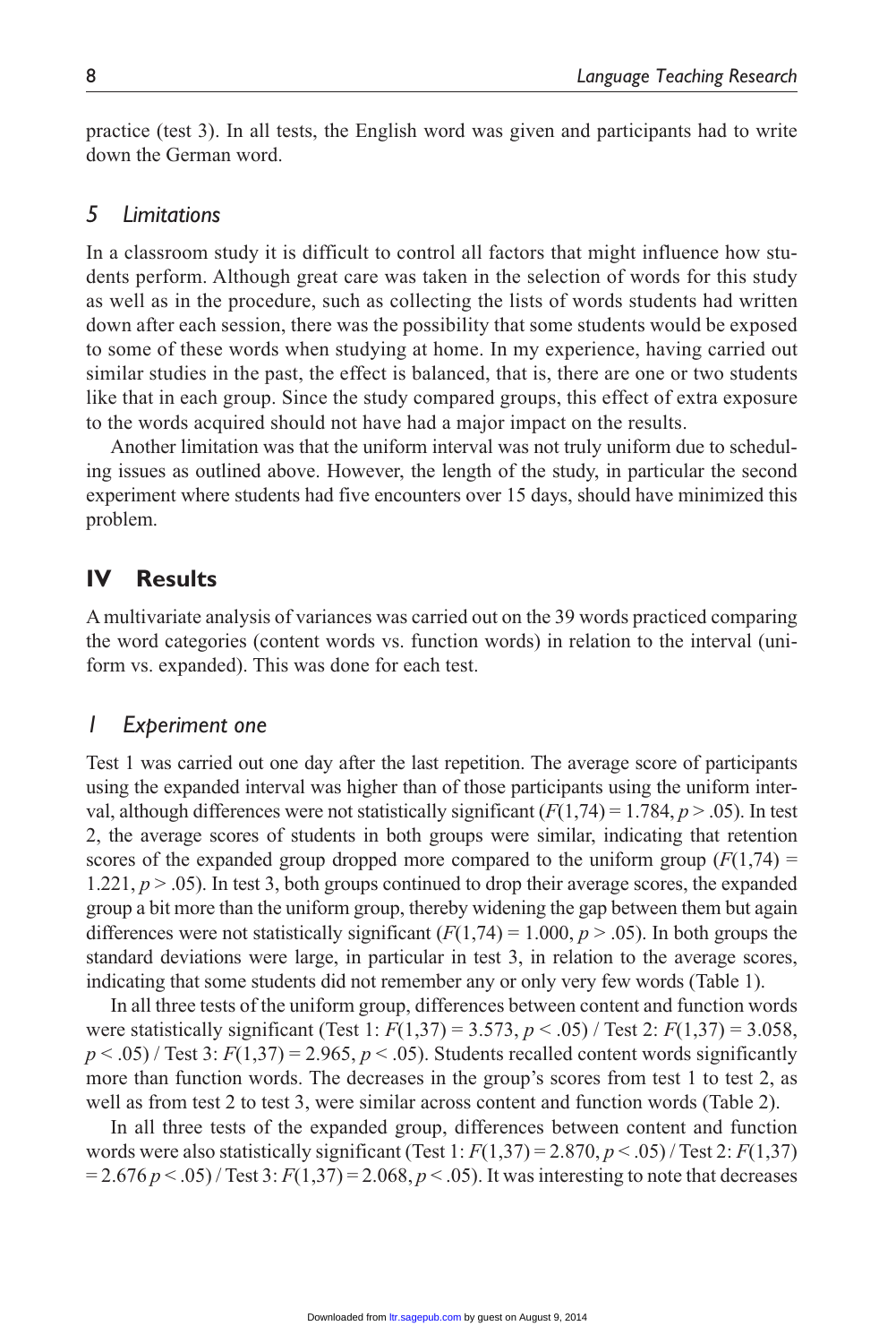practice (test 3). In all tests, the English word was given and participants had to write down the German word.

### 5 Limitations

In a classroom study it is difficult to control all factors that might influence how students perform. Although great care was taken in the selection of words for this study as well as in the procedure, such as collecting the lists of words students had written down after each session, there was the possibility that some students would be exposed to some of these words when studying at home. In my experience, having carried out similar studies in the past, the effect is balanced, that is, there are one or two students like that in each group. Since the study compared groups, this effect of extra exposure to the words acquired should not have had a major impact on the results.

Another limitation was that the uniform interval was not truly uniform due to scheduling issues as outlined above. However, the length of the study, in particular the second experiment where students had five encounters over 15 days, should have minimized this problem.

## IV Results

A multivariate analysis of variances was carried out on the 39 words practiced comparing the word categories (content words vs. function words) in relation to the interval (uniform vs. expanded). This was done for each test.

### 1 Experiment one

Test 1 was carried out one day after the last repetition. The average score of participants using the expanded interval was higher than of those participants using the uniform interval, although differences were not statistically significant ($F(1,74) = 1.784$, $p > .05$). In test 2, the average scores of students in both groups were similar, indicating that retention scores of the expanded group dropped more compared to the uniform group ($F(1,74) = 1.221$, $p > .05$). In test 3, both groups continued to drop their average scores, the expanded group a bit more than the uniform group, thereby widening the gap between them but again differences were not statistically significant ($F(1,74) = 1.000$, $p > .05$). In both groups the standard deviations were large, in particular in test 3, in relation to the average scores, indicating that some students did not remember any or only very few words (Table 1).

In all three tests of the uniform group, differences between content and function words were statistically significant (Test 1: $F(1,37) = 3.573$, $p < .05$) / Test 2: $F(1,37) = 3.058$, $p < .05$) / Test 3: $F(1,37) = 2.965$, $p < .05$). Students recalled content words significantly more than function words. The decreases in the group's scores from test 1 to test 2, as well as from test 2 to test 3, were similar across content and function words (Table 2).

In all three tests of the expanded group, differences between content and function words were also statistically significant (Test 1: $F(1,37) = 2.870$, $p < .05$) / Test 2: $F(1,37) = 2.676$ $p < .05$) / Test 3: $F(1,37) = 2.068$, $p < .05$). It was interesting to note that decreases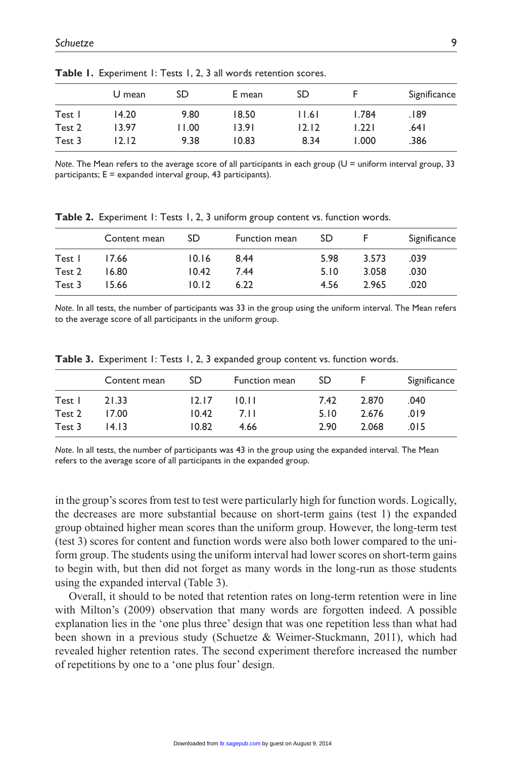**Table 1.** Experiment 1: Tests 1, 2, 3 all words retention scores.

| | U mean | SD | E mean | SD | F | Significance |
|---|---|---|---|---|---|---|
| Test 1 | 14.20 | 9.80 | 18.50 | 11.61 | 1.784 | .189 |
| Test 2 | 13.97 | 11.00 | 13.91 | 12.12 | 1.221 | .641 |
| Test 3 | 12.12 | 9.38 | 10.83 | 8.34 | 1.000 | .386 |

*Note*. The Mean refers to the average score of all participants in each group (U = uniform interval group, 33 participants; E = expanded interval group, 43 participants).

**Table 2.** Experiment 1: Tests 1, 2, 3 uniform group content vs. function words.

| | Content mean | SD | Function mean | SD | F | Significance |
|---|---|---|---|---|---|---|
| Test 1 | 17.66 | 10.16 | 8.44 | 5.98 | 3.573 | .039 |
| Test 2 | 16.80 | 10.42 | 7.44 | 5.10 | 3.058 | .030 |
| Test 3 | 15.66 | 10.12 | 6.22 | 4.56 | 2.965 | .020 |

*Note*. In all tests, the number of participants was 33 in the group using the uniform interval. The Mean refers to the average score of all participants in the uniform group.

**Table 3.** Experiment 1: Tests 1, 2, 3 expanded group content vs. function words.

| | Content mean | SD | Function mean | SD | F | Significance |
|---|---|---|---|---|---|---|
| Test 1 | 21.33 | 12.17 | 10.11 | 7.42 | 2.870 | .040 |
| Test 2 | 17.00 | 10.42 | 7.11 | 5.10 | 2.676 | .019 |
| Test 3 | 14.13 | 10.82 | 4.66 | 2.90 | 2.068 | .015 |

*Note*. In all tests, the number of participants was 43 in the group using the expanded interval. The Mean refers to the average score of all participants in the expanded group.

in the group's scores from test to test were particularly high for function words. Logically, the decreases are more substantial because on short-term gains (test 1) the expanded group obtained higher mean scores than the uniform group. However, the long-term test (test 3) scores for content and function words were also both lower compared to the uniform group. The students using the uniform interval had lower scores on short-term gains to begin with, but then did not forget as many words in the long-run as those students using the expanded interval (Table 3).

Overall, it should to be noted that retention rates on long-term retention were in line with Milton's (2009) observation that many words are forgotten indeed. A possible explanation lies in the 'one plus three' design that was one repetition less than what had been shown in a previous study (Schuetze & Weimer-Stuckmann, 2011), which had revealed higher retention rates. The second experiment therefore increased the number of repetitions by one to a 'one plus four' design.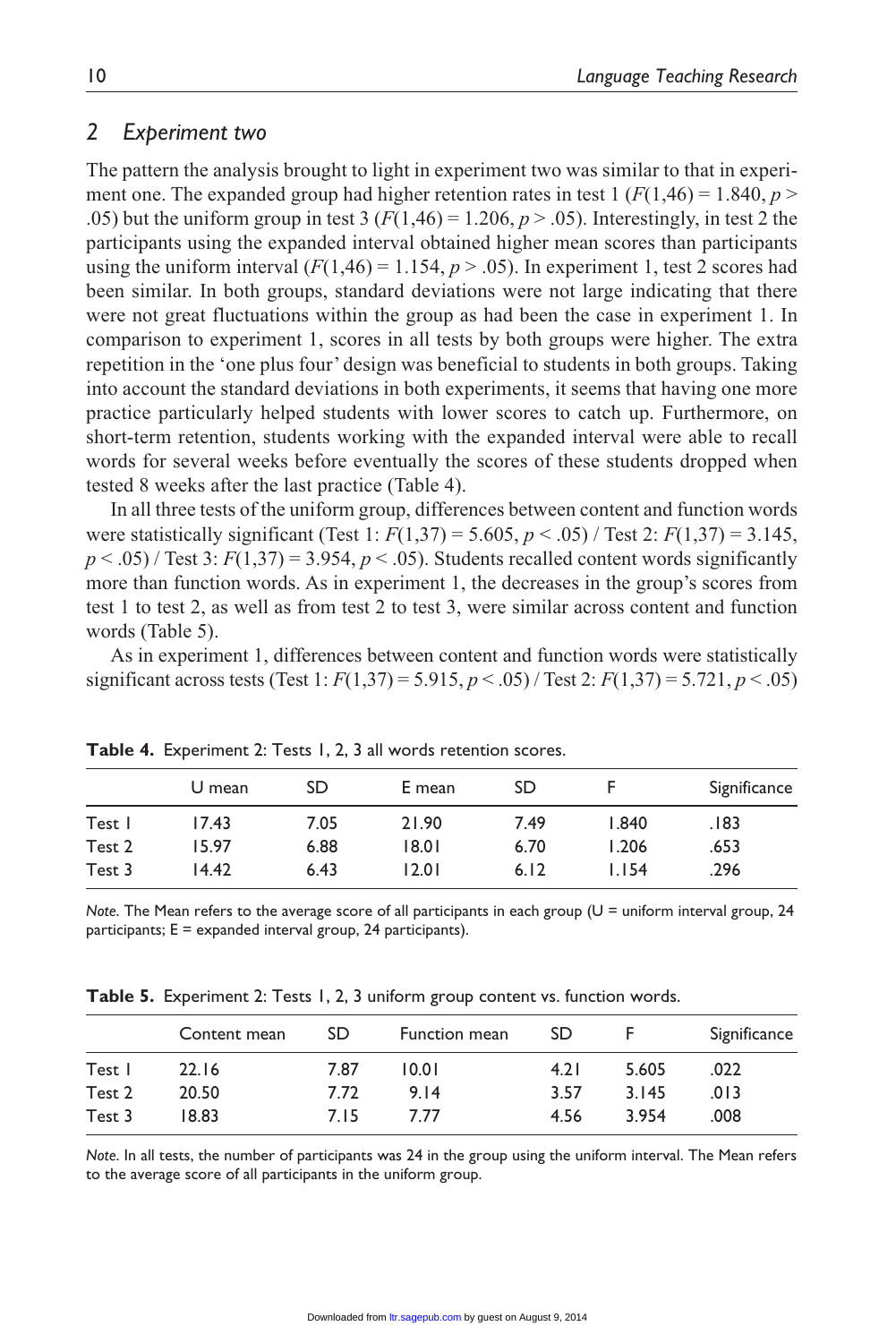## 2 *Experiment two*

The pattern the analysis brought to light in experiment two was similar to that in experiment one. The expanded group had higher retention rates in test 1 ($F(1,46) = 1.840$, $p > .05$) but the uniform group in test 3 ($F(1,46) = 1.206$, $p > .05$). Interestingly, in test 2 the participants using the expanded interval obtained higher mean scores than participants using the uniform interval ($F(1,46) = 1.154$, $p > .05$). In experiment 1, test 2 scores had been similar. In both groups, standard deviations were not large indicating that there were not great fluctuations within the group as had been the case in experiment 1. In comparison to experiment 1, scores in all tests by both groups were higher. The extra repetition in the 'one plus four' design was beneficial to students in both groups. Taking into account the standard deviations in both experiments, it seems that having one more practice particularly helped students with lower scores to catch up. Furthermore, on short-term retention, students working with the expanded interval were able to recall words for several weeks before eventually the scores of these students dropped when tested 8 weeks after the last practice (Table 4).

In all three tests of the uniform group, differences between content and function words were statistically significant (Test 1: $F(1,37) = 5.605$, $p < .05$) / Test 2: $F(1,37) = 3.145$, $p < .05$) / Test 3: $F(1,37) = 3.954$, $p < .05$). Students recalled content words significantly more than function words. As in experiment 1, the decreases in the group's scores from test 1 to test 2, as well as from test 2 to test 3, were similar across content and function words (Table 5).

As in experiment 1, differences between content and function words were statistically significant across tests (Test 1: $F(1,37) = 5.915$, $p < .05$) / Test 2: $F(1,37) = 5.721$, $p < .05$)

**Table 4.** Experiment 2: Tests 1, 2, 3 all words retention scores.

| | U mean | SD | E mean | SD | F | Significance |
|---|---|---|---|---|---|---|
| Test 1 | 17.43 | 7.05 | 21.90 | 7.49 | 1.840 | .183 |
| Test 2 | 15.97 | 6.88 | 18.01 | 6.70 | 1.206 | .653 |
| Test 3 | 14.42 | 6.43 | 12.01 | 6.12 | 1.154 | .296 |

*Note*. The Mean refers to the average score of all participants in each group (U = uniform interval group, 24 participants; E = expanded interval group, 24 participants).

**Table 5.** Experiment 2: Tests 1, 2, 3 uniform group content vs. function words.

| | Content mean | SD | Function mean | SD | F | Significance |
|---|---|---|---|---|---|---|
| Test 1 | 22.16 | 7.87 | 10.01 | 4.21 | 5.605 | .022 |
| Test 2 | 20.50 | 7.72 | 9.14 | 3.57 | 3.145 | .013 |
| Test 3 | 18.83 | 7.15 | 7.77 | 4.56 | 3.954 | .008 |

*Note*. In all tests, the number of participants was 24 in the group using the uniform interval. The Mean refers to the average score of all participants in the uniform group.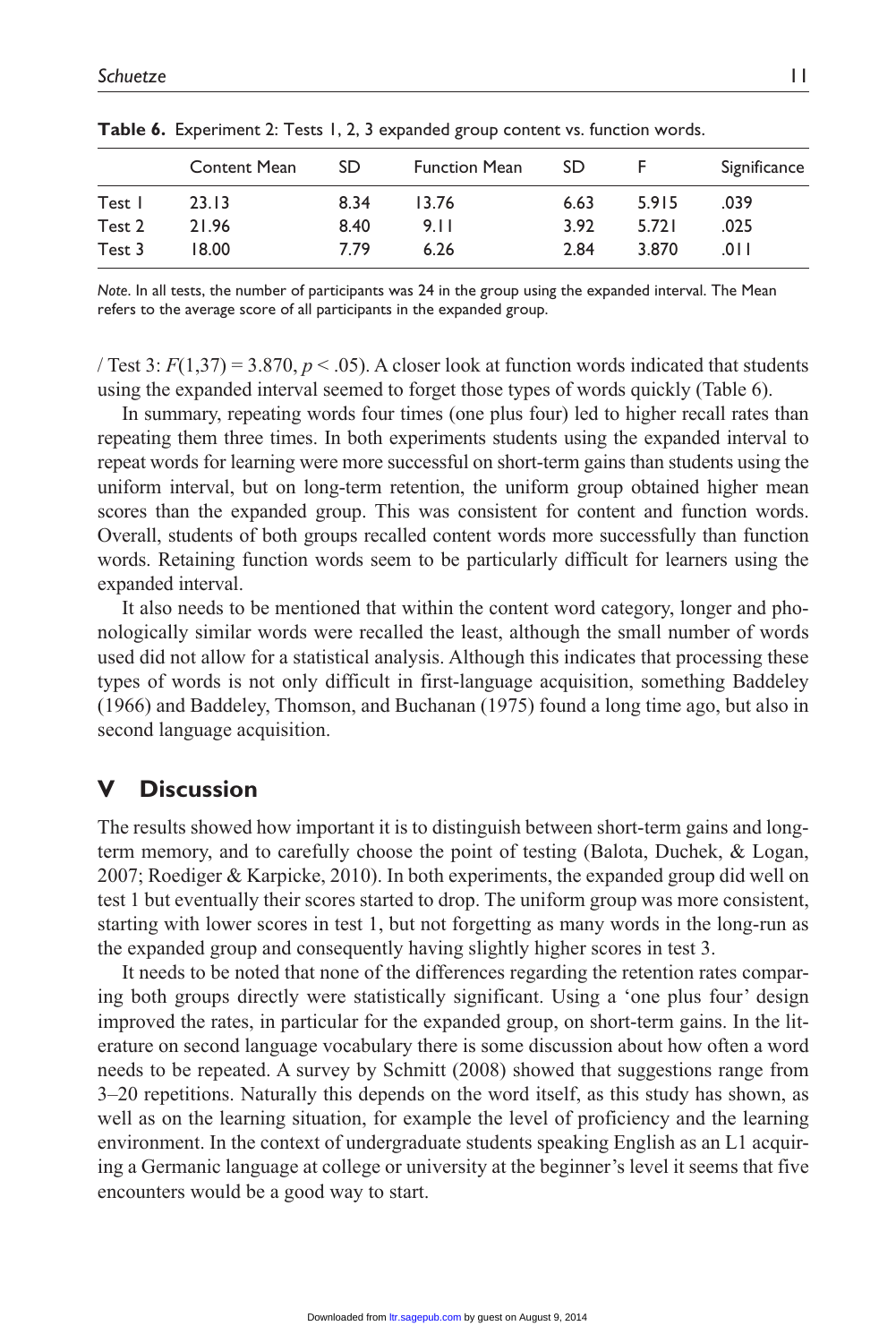**Table 6.** Experiment 2: Tests 1, 2, 3 expanded group content vs. function words.

| | Content Mean | SD | Function Mean | SD | F | Significance |
|---|---|---|---|---|---|---|
| Test 1 | 23.13 | 8.34 | 13.76 | 6.63 | 5.915 | .039 |
| Test 2 | 21.96 | 8.40 | 9.11 | 3.92 | 5.721 | .025 |
| Test 3 | 18.00 | 7.79 | 6.26 | 2.84 | 3.870 | .011 |

*Note*. In all tests, the number of participants was 24 in the group using the expanded interval. The Mean refers to the average score of all participants in the expanded group.

/ Test 3: $F(1,37) = 3.870$, $p < .05$). A closer look at function words indicated that students using the expanded interval seemed to forget those types of words quickly (Table 6).

In summary, repeating words four times (one plus four) led to higher recall rates than repeating them three times. In both experiments students using the expanded interval to repeat words for learning were more successful on short-term gains than students using the uniform interval, but on long-term retention, the uniform group obtained higher mean scores than the expanded group. This was consistent for content and function words. Overall, students of both groups recalled content words more successfully than function words. Retaining function words seem to be particularly difficult for learners using the expanded interval.

It also needs to be mentioned that within the content word category, longer and phonologically similar words were recalled the least, although the small number of words used did not allow for a statistical analysis. Although this indicates that processing these types of words is not only difficult in first-language acquisition, something Baddeley (1966) and Baddeley, Thomson, and Buchanan (1975) found a long time ago, but also in second language acquisition.

## V Discussion

The results showed how important it is to distinguish between short-term gains and long-term memory, and to carefully choose the point of testing (Balota, Duchek, & Logan, 2007; Roediger & Karpicke, 2010). In both experiments, the expanded group did well on test 1 but eventually their scores started to drop. The uniform group was more consistent, starting with lower scores in test 1, but not forgetting as many words in the long-run as the expanded group and consequently having slightly higher scores in test 3.

It needs to be noted that none of the differences regarding the retention rates comparing both groups directly were statistically significant. Using a 'one plus four' design improved the rates, in particular for the expanded group, on short-term gains. In the literature on second language vocabulary there is some discussion about how often a word needs to be repeated. A survey by Schmitt (2008) showed that suggestions range from 3–20 repetitions. Naturally this depends on the word itself, as this study has shown, as well as on the learning situation, for example the level of proficiency and the learning environment. In the context of undergraduate students speaking English as an L1 acquiring a Germanic language at college or university at the beginner's level it seems that five encounters would be a good way to start.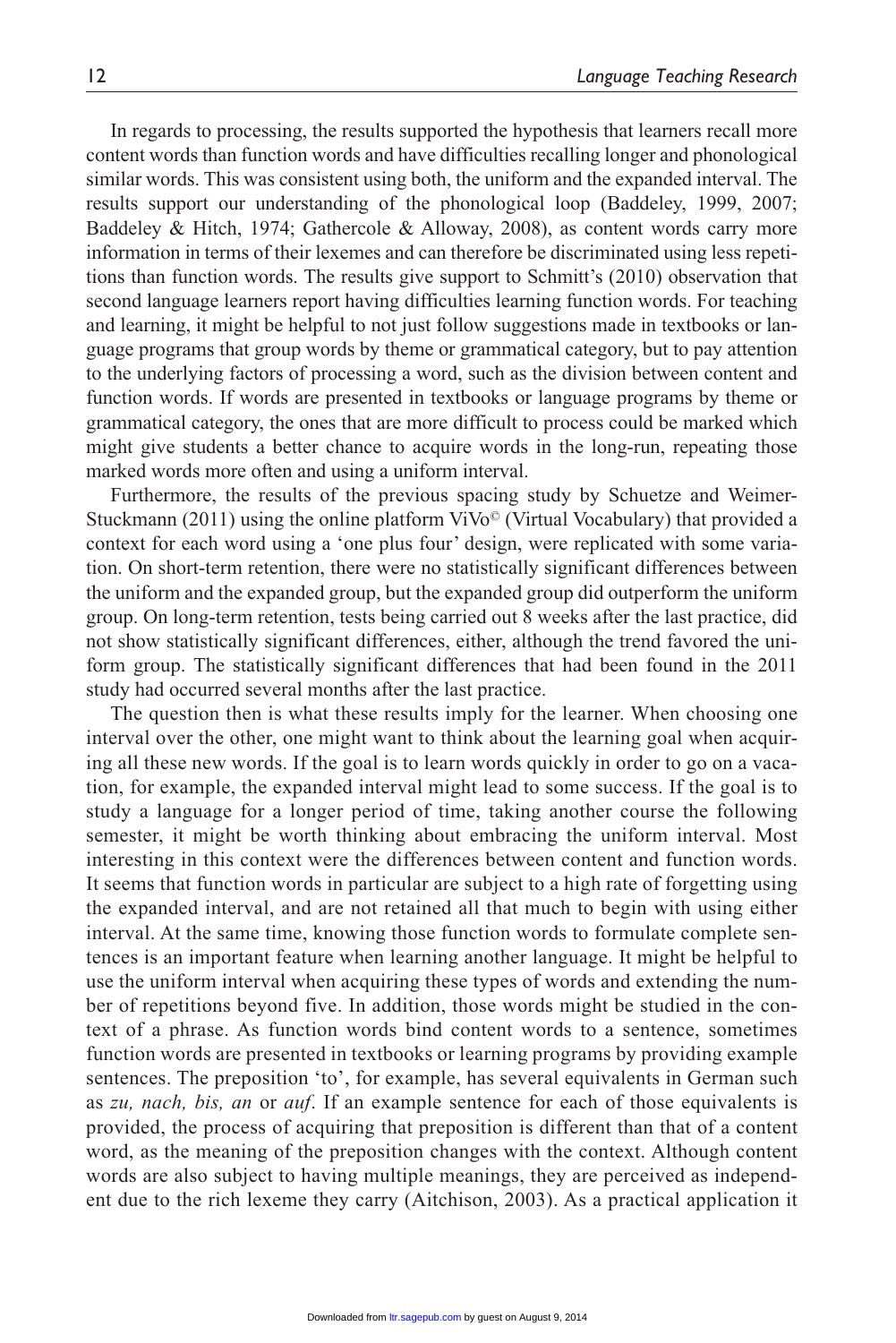In regards to processing, the results supported the hypothesis that learners recall more content words than function words and have difficulties recalling longer and phonological similar words. This was consistent using both, the uniform and the expanded interval. The results support our understanding of the phonological loop (Baddeley, 1999, 2007; Baddeley & Hitch, 1974; Gathercole & Alloway, 2008), as content words carry more information in terms of their lexemes and can therefore be discriminated using less repetitions than function words. The results give support to Schmitt's (2010) observation that second language learners report having difficulties learning function words. For teaching and learning, it might be helpful to not just follow suggestions made in textbooks or language programs that group words by theme or grammatical category, but to pay attention to the underlying factors of processing a word, such as the division between content and function words. If words are presented in textbooks or language programs by theme or grammatical category, the ones that are more difficult to process could be marked which might give students a better chance to acquire words in the long-run, repeating those marked words more often and using a uniform interval.

Furthermore, the results of the previous spacing study by Schuetze and Weimer-Stuckmann (2011) using the online platform ViVo© (Virtual Vocabulary) that provided a context for each word using a 'one plus four' design, were replicated with some variation. On short-term retention, there were no statistically significant differences between the uniform and the expanded group, but the expanded group did outperform the uniform group. On long-term retention, tests being carried out 8 weeks after the last practice, did not show statistically significant differences, either, although the trend favored the uniform group. The statistically significant differences that had been found in the 2011 study had occurred several months after the last practice.

The question then is what these results imply for the learner. When choosing one interval over the other, one might want to think about the learning goal when acquiring all these new words. If the goal is to learn words quickly in order to go on a vacation, for example, the expanded interval might lead to some success. If the goal is to study a language for a longer period of time, taking another course the following semester, it might be worth thinking about embracing the uniform interval. Most interesting in this context were the differences between content and function words. It seems that function words in particular are subject to a high rate of forgetting using the expanded interval, and are not retained all that much to begin with using either interval. At the same time, knowing those function words to formulate complete sentences is an important feature when learning another language. It might be helpful to use the uniform interval when acquiring these types of words and extending the number of repetitions beyond five. In addition, those words might be studied in the context of a phrase. As function words bind content words to a sentence, sometimes function words are presented in textbooks or learning programs by providing example sentences. The preposition 'to', for example, has several equivalents in German such as *zu, nach, bis, an* or *auf*. If an example sentence for each of those equivalents is provided, the process of acquiring that preposition is different than that of a content word, as the meaning of the preposition changes with the context. Although content words are also subject to having multiple meanings, they are perceived as independent due to the rich lexeme they carry (Aitchison, 2003). As a practical application it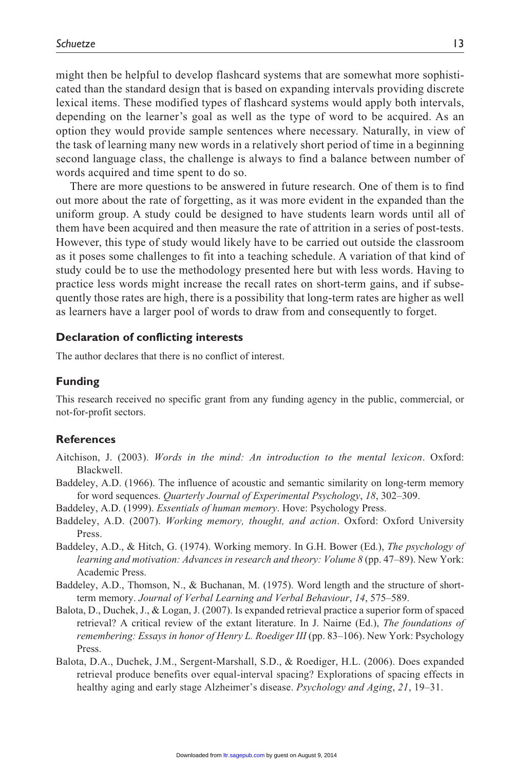might then be helpful to develop flashcard systems that are somewhat more sophisticated than the standard design that is based on expanding intervals providing discrete lexical items. These modified types of flashcard systems would apply both intervals, depending on the learner's goal as well as the type of word to be acquired. As an option they would provide sample sentences where necessary. Naturally, in view of the task of learning many new words in a relatively short period of time in a beginning second language class, the challenge is always to find a balance between number of words acquired and time spent to do so.

There are more questions to be answered in future research. One of them is to find out more about the rate of forgetting, as it was more evident in the expanded than the uniform group. A study could be designed to have students learn words until all of them have been acquired and then measure the rate of attrition in a series of post-tests. However, this type of study would likely have to be carried out outside the classroom as it poses some challenges to fit into a teaching schedule. A variation of that kind of study could be to use the methodology presented here but with less words. Having to practice less words might increase the recall rates on short-term gains, and if subsequently those rates are high, there is a possibility that long-term rates are higher as well as learners have a larger pool of words to draw from and consequently to forget.

### Declaration of conflicting interests

The author declares that there is no conflict of interest.

### Funding

This research received no specific grant from any funding agency in the public, commercial, or not-for-profit sectors.

### References

Aitchison, J. (2003). *Words in the mind: An introduction to the mental lexicon*. Oxford: Blackwell.

Baddeley, A.D. (1966). The influence of acoustic and semantic similarity on long-term memory for word sequences. *Quarterly Journal of Experimental Psychology*, *18*, 302–309.

Baddeley, A.D. (1999). *Essentials of human memory*. Hove: Psychology Press.

Baddeley, A.D. (2007). *Working memory, thought, and action*. Oxford: Oxford University Press.

Baddeley, A.D., & Hitch, G. (1974). Working memory. In G.H. Bower (Ed.), *The psychology of learning and motivation: Advances in research and theory: Volume 8* (pp. 47–89). New York: Academic Press.

Baddeley, A.D., Thomson, N., & Buchanan, M. (1975). Word length and the structure of short-term memory. *Journal of Verbal Learning and Verbal Behaviour*, *14*, 575–589.

Balota, D., Duchek, J., & Logan, J. (2007). Is expanded retrieval practice a superior form of spaced retrieval? A critical review of the extant literature. In J. Nairne (Ed.), *The foundations of remembering: Essays in honor of Henry L. Roediger III* (pp. 83–106). New York: Psychology Press.

Balota, D.A., Duchek, J.M., Sergent-Marshall, S.D., & Roediger, H.L. (2006). Does expanded retrieval produce benefits over equal-interval spacing? Explorations of spacing effects in healthy aging and early stage Alzheimer's disease. *Psychology and Aging*, *21*, 19–31.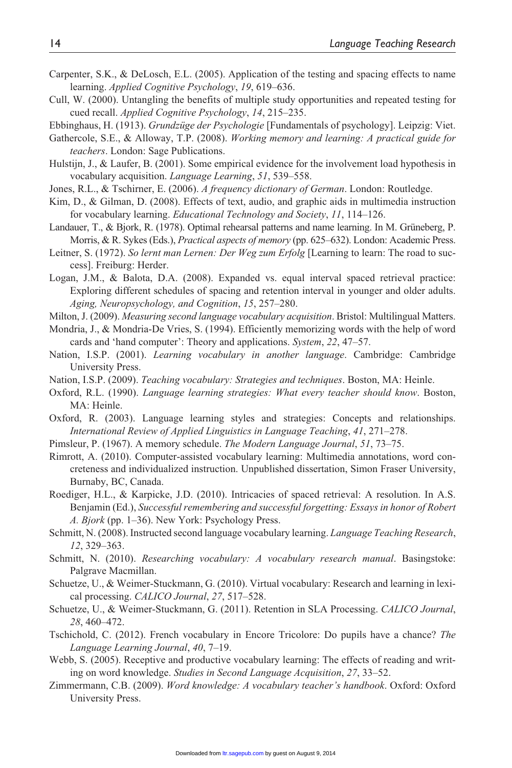Carpenter, S.K., & DeLosch, E.L. (2005). Application of the testing and spacing effects to name learning. *Applied Cognitive Psychology*, *19*, 619–636.

Cull, W. (2000). Untangling the benefits of multiple study opportunities and repeated testing for cued recall. *Applied Cognitive Psychology*, *14*, 215–235.

Ebbinghaus, H. (1913). *Grundzüge der Psychologie* [Fundamentals of psychology]. Leipzig: Viet.

Gathercole, S.E., & Alloway, T.P. (2008). *Working memory and learning: A practical guide for teachers*. London: Sage Publications.

Hulstijn, J., & Laufer, B. (2001). Some empirical evidence for the involvement load hypothesis in vocabulary acquisition. *Language Learning*, *51*, 539–558.

Jones, R.L., & Tschirner, E. (2006). *A frequency dictionary of German*. London: Routledge.

Kim, D., & Gilman, D. (2008). Effects of text, audio, and graphic aids in multimedia instruction for vocabulary learning. *Educational Technology and Society*, *11*, 114–126.

Landauer, T., & Bjork, R. (1978). Optimal rehearsal patterns and name learning. In M. Grüneberg, P. Morris, & R. Sykes (Eds.), *Practical aspects of memory* (pp. 625–632). London: Academic Press.

Leitner, S. (1972). *So lernt man Lernen: Der Weg zum Erfolg* [Learning to learn: The road to success]. Freiburg: Herder.

Logan, J.M., & Balota, D.A. (2008). Expanded vs. equal interval spaced retrieval practice: Exploring different schedules of spacing and retention interval in younger and older adults. *Aging, Neuropsychology, and Cognition*, *15*, 257–280.

Milton, J. (2009). *Measuring second language vocabulary acquisition*. Bristol: Multilingual Matters.

Mondria, J., & Mondria-De Vries, S. (1994). Efficiently memorizing words with the help of word cards and 'hand computer': Theory and applications. *System*, *22*, 47–57.

Nation, I.S.P. (2001). *Learning vocabulary in another language*. Cambridge: Cambridge University Press.

Nation, I.S.P. (2009). *Teaching vocabulary: Strategies and techniques*. Boston, MA: Heinle.

Oxford, R.L. (1990). *Language learning strategies: What every teacher should know*. Boston, MA: Heinle.

Oxford, R. (2003). Language learning styles and strategies: Concepts and relationships. *International Review of Applied Linguistics in Language Teaching*, *41*, 271–278.

Pimsleur, P. (1967). A memory schedule. *The Modern Language Journal*, *51*, 73–75.

Rimrott, A. (2010). Computer-assisted vocabulary learning: Multimedia annotations, word concreteness and individualized instruction. Unpublished dissertation, Simon Fraser University, Burnaby, BC, Canada.

Roediger, H.L., & Karpicke, J.D. (2010). Intricacies of spaced retrieval: A resolution. In A.S. Benjamin (Ed.), *Successful remembering and successful forgetting: Essays in honor of Robert A. Bjork* (pp. 1–36). New York: Psychology Press.

Schmitt, N. (2008). Instructed second language vocabulary learning. *Language Teaching Research*, *12*, 329–363.

Schmitt, N. (2010). *Researching vocabulary: A vocabulary research manual*. Basingstoke: Palgrave Macmillan.

Schuetze, U., & Weimer-Stuckmann, G. (2010). Virtual vocabulary: Research and learning in lexical processing. *CALICO Journal*, *27*, 517–528.

Schuetze, U., & Weimer-Stuckmann, G. (2011). Retention in SLA Processing. *CALICO Journal*, *28*, 460–472.

Tschichold, C. (2012). French vocabulary in Encore Tricolore: Do pupils have a chance? *The Language Learning Journal*, *40*, 7–19.

Webb, S. (2005). Receptive and productive vocabulary learning: The effects of reading and writing on word knowledge. *Studies in Second Language Acquisition*, *27*, 33–52.

Zimmermann, C.B. (2009). *Word knowledge: A vocabulary teacher's handbook*. Oxford: Oxford University Press.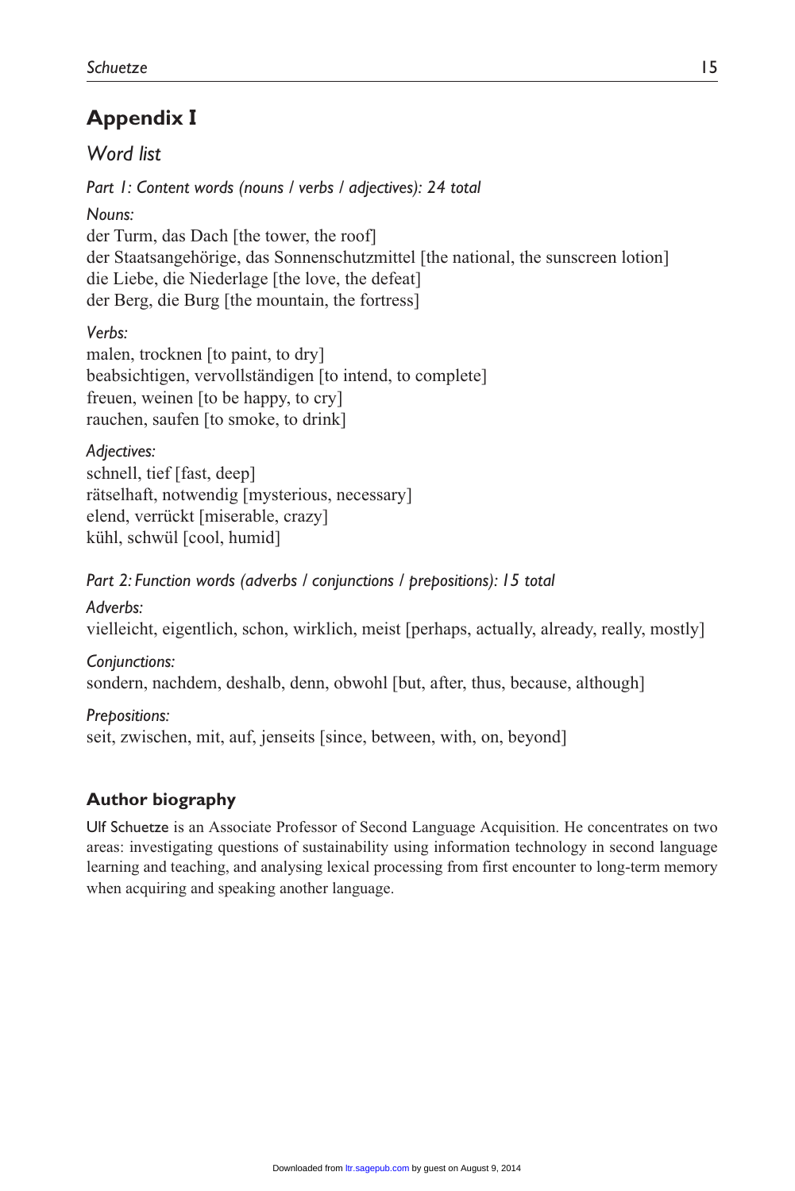## Appendix I

### *Word list*

*Part 1: Content words (nouns / verbs / adjectives): 24 total*

*Nouns:*

der Turm, das Dach [the tower, the roof]
der Staatsangehörige, das Sonnenschutzmittel [the national, the sunscreen lotion]
die Liebe, die Niederlage [the love, the defeat]
der Berg, die Burg [the mountain, the fortress]

*Verbs:*

malen, trocknen [to paint, to dry]
beabsichtigen, vervollständigen [to intend, to complete]
freuen, weinen [to be happy, to cry]
rauchen, saufen [to smoke, to drink]

*Adjectives:*

schnell, tief [fast, deep]
rätselhaft, notwendig [mysterious, necessary]
elend, verrückt [miserable, crazy]
kühl, schwül [cool, humid]

*Part 2: Function words (adverbs / conjunctions / prepositions): 15 total*

*Adverbs:*

vielleicht, eigentlich, schon, wirklich, meist [perhaps, actually, already, really, mostly]

*Conjunctions:*

sondern, nachdem, deshalb, denn, obwohl [but, after, thus, because, although]

*Prepositions:*

seit, zwischen, mit, auf, jenseits [since, between, with, on, beyond]

## Author biography

Ulf Schuetze is an Associate Professor of Second Language Acquisition. He concentrates on two areas: investigating questions of sustainability using information technology in second language learning and teaching, and analysing lexical processing from first encounter to long-term memory when acquiring and speaking another language.